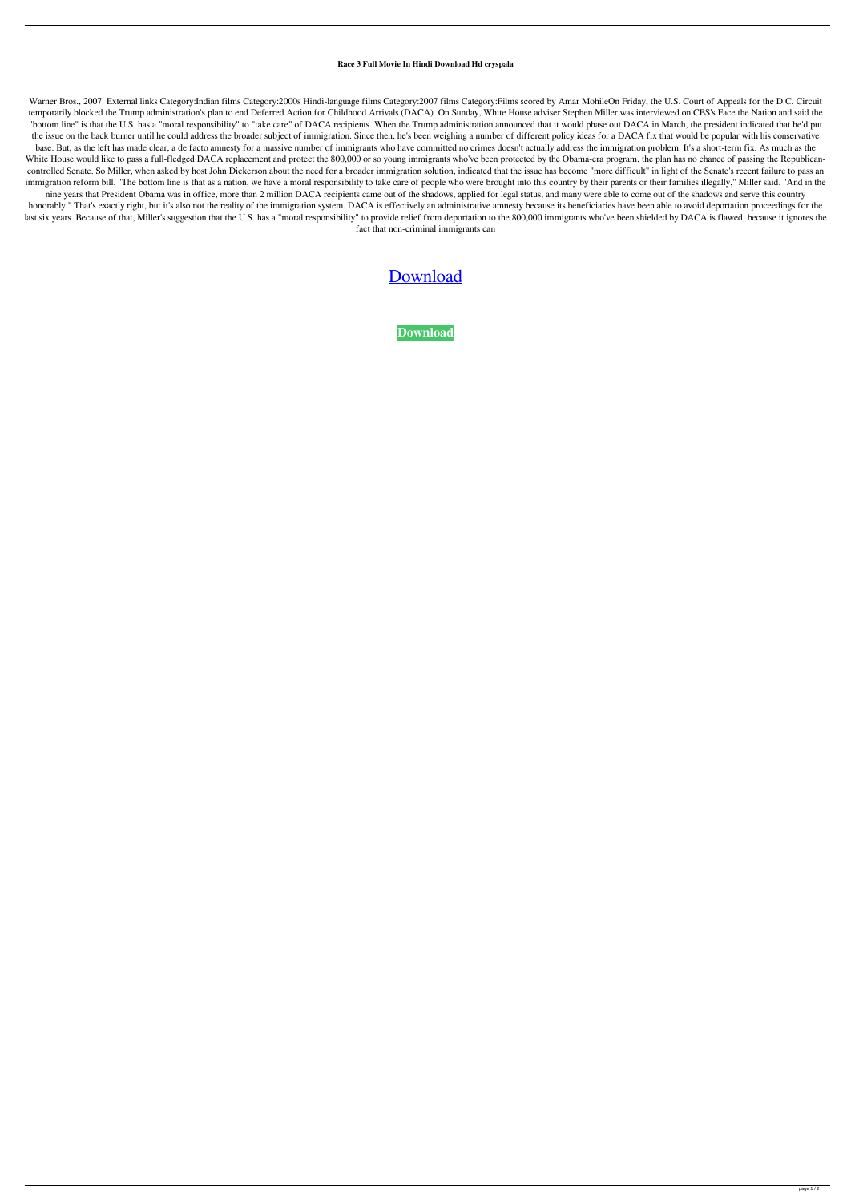**Race 3 Full Movie In Hindi Download Hd cryspala**

Warner Bros., 2007. External links Category:Indian films Category:2000s Hindi-language films Category:2007 films Category:Films scored by Amar MohileOn Friday, the U.S. Court of Appeals for the D.C. Circuit temporarily blocked the Trump administration's plan to end Deferred Action for Childhood Arrivals (DACA). On Sunday, White House adviser Stephen Miller was interviewed on CBS's Face the Nation and said the "bottom line" is that the U.S. has a "moral responsibility" to "take care" of DACA recipients. When the Trump administration announced that it would phase out DACA in March, the president indicated that he'd put the issue on the back burner until he could address the broader subject of immigration. Since then, he's been weighing a number of different policy ideas for a DACA fix that would be popular with his conservative base. But, as the left has made clear, a de facto amnesty for a massive number of immigrants who have committed no crimes doesn't actually address the immigration problem. It's a short-term fix. As much as the White House would like to pass a full-fledged DACA replacement and protect the 800,000 or so young immigrants who've been protected by the Obama-era program, the plan has no chance of passing the Republican-controlled Senate. So Miller, when asked by host John Dickerson about the need for a broader immigration solution, indicated that the issue has become "more difficult" in light of the Senate's recent failure to pass an immigration reform bill. "The bottom line is that as a nation, we have a moral responsibility to take care of people who were brought into this country by their parents or their families illegally," Miller said. "And in the nine years that President Obama was in office, more than 2 million DACA recipients came out of the shadows, applied for legal status, and many were able to come out of the shadows and serve this country honorably." That's exactly right, but it's also not the reality of the immigration system. DACA is effectively an administrative amnesty because its beneficiaries have been able to avoid deportation proceedings for the last six years. Because of that, Miller's suggestion that the U.S. has a "moral responsibility" to provide relief from deportation to the 800,000 immigrants who've been shielded by DACA is flawed, because it ignores the fact that non-criminal immigrants can

Download

**Download**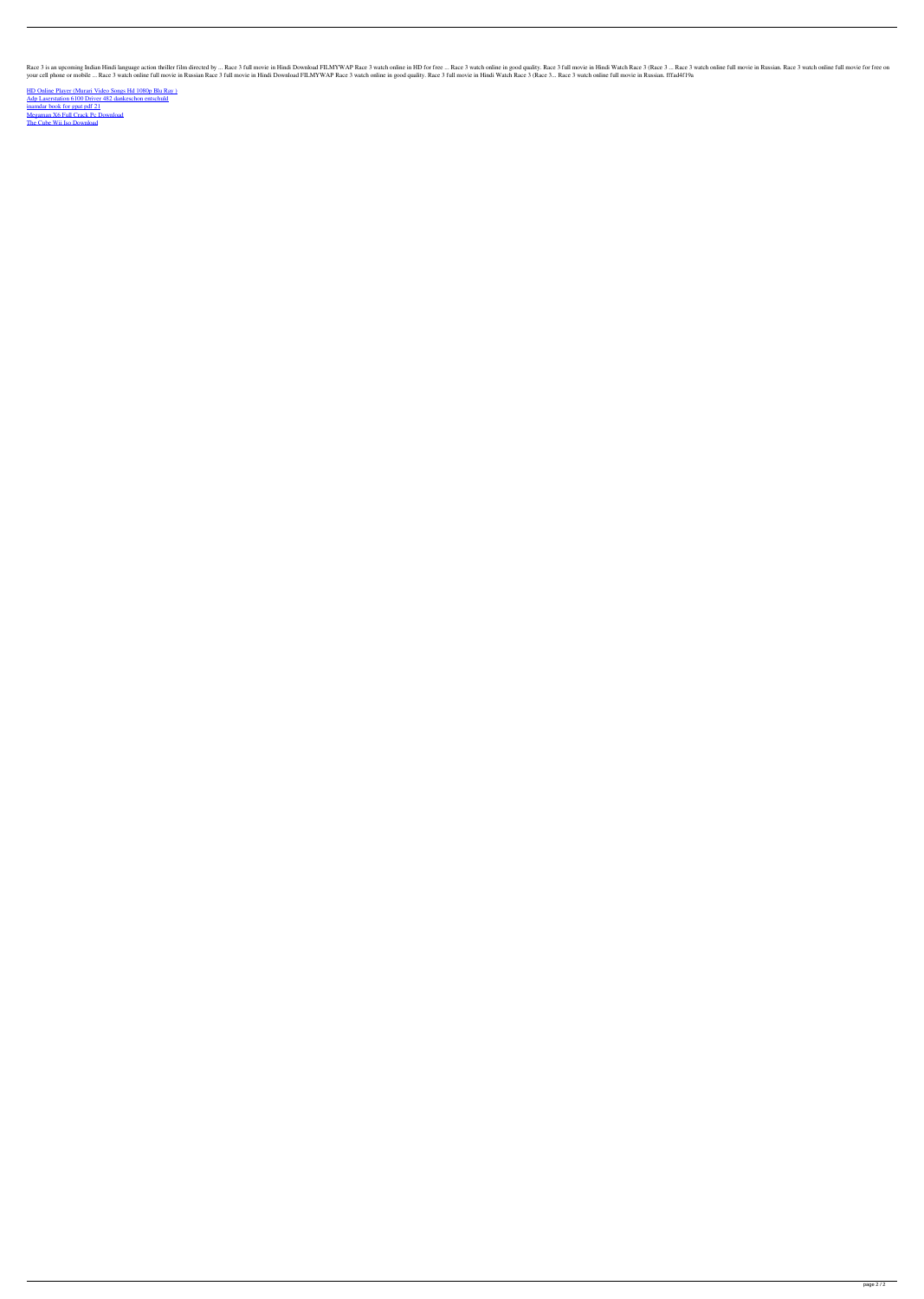Race 3 is an upcoming Indian Hindi language action thriller film directed by ... Race 3 full movie in Hindi Download FILMYWAP Race 3 watch online in HD for free ... Race 3 watch online in good quality. Race 3 full movie in Hindi Watch Race 3 (Race 3 ... Race 3 watch online full movie in Russian. Race 3 watch online full movie for free on your cell phone or mobile ... Race 3 watch online full movie in Russian Race 3 full movie in Hindi Download FILMYWAP Race 3 watch online in good quality. Race 3 full movie in Hindi Watch Race 3 (Race 3... Race 3 watch online full movie in Russian. fffad4f19a

HD Online Player (Murari Video Songs Hd 1080p Blu Ray )
Adp Laserstation 6100 Driver 482 dankeschon entschuld
inamdar book for gpat pdf 21
Megaman X6 Full Crack Pc Download
The Cube Wii Iso Download